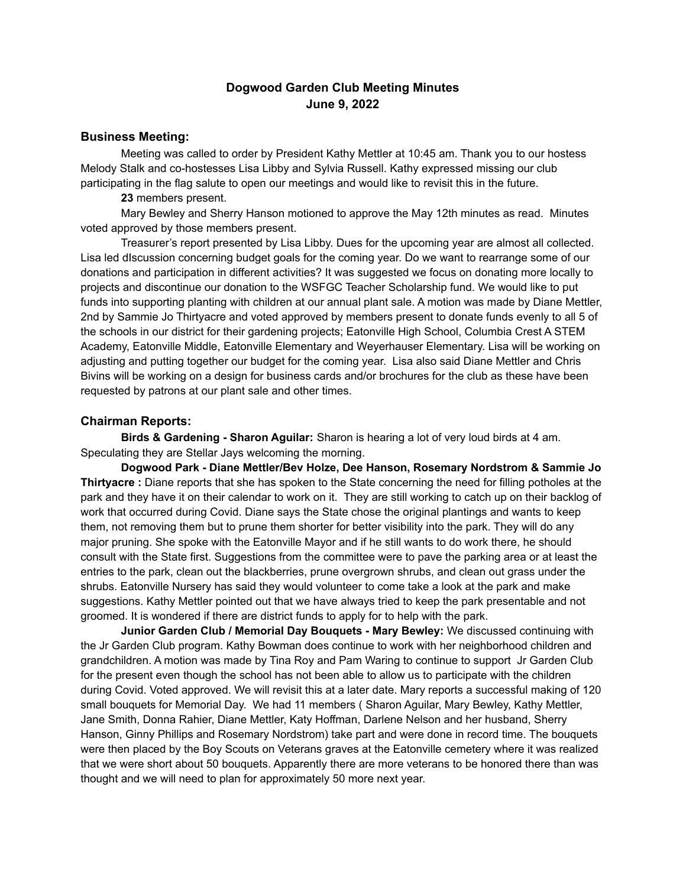# Dogwood Garden Club Meeting Minutes
# June 9, 2022

## Business Meeting:

Meeting was called to order by President Kathy Mettler at 10:45 am. Thank you to our hostess Melody Stalk and co-hostesses Lisa Libby and Sylvia Russell. Kathy expressed missing our club participating in the flag salute to open our meetings and would like to revisit this in the future.

**23** members present.

Mary Bewley and Sherry Hanson motioned to approve the May 12th minutes as read. Minutes voted approved by those members present.

Treasurer's report presented by Lisa Libby. Dues for the upcoming year are almost all collected. Lisa led dIscussion concerning budget goals for the coming year. Do we want to rearrange some of our donations and participation in different activities? It was suggested we focus on donating more locally to projects and discontinue our donation to the WSFGC Teacher Scholarship fund. We would like to put funds into supporting planting with children at our annual plant sale. A motion was made by Diane Mettler, 2nd by Sammie Jo Thirtyacre and voted approved by members present to donate funds evenly to all 5 of the schools in our district for their gardening projects; Eatonville High School, Columbia Crest A STEM Academy, Eatonville Middle, Eatonville Elementary and Weyerhauser Elementary. Lisa will be working on adjusting and putting together our budget for the coming year. Lisa also said Diane Mettler and Chris Bivins will be working on a design for business cards and/or brochures for the club as these have been requested by patrons at our plant sale and other times.

## Chairman Reports:

**Birds & Gardening - Sharon Aguilar:** Sharon is hearing a lot of very loud birds at 4 am. Speculating they are Stellar Jays welcoming the morning.

**Dogwood Park - Diane Mettler/Bev Holze, Dee Hanson, Rosemary Nordstrom & Sammie Jo Thirtyacre :** Diane reports that she has spoken to the State concerning the need for filling potholes at the park and they have it on their calendar to work on it. They are still working to catch up on their backlog of work that occurred during Covid. Diane says the State chose the original plantings and wants to keep them, not removing them but to prune them shorter for better visibility into the park. They will do any major pruning. She spoke with the Eatonville Mayor and if he still wants to do work there, he should consult with the State first. Suggestions from the committee were to pave the parking area or at least the entries to the park, clean out the blackberries, prune overgrown shrubs, and clean out grass under the shrubs. Eatonville Nursery has said they would volunteer to come take a look at the park and make suggestions. Kathy Mettler pointed out that we have always tried to keep the park presentable and not groomed. It is wondered if there are district funds to apply for to help with the park.

**Junior Garden Club / Memorial Day Bouquets - Mary Bewley:** We discussed continuing with the Jr Garden Club program. Kathy Bowman does continue to work with her neighborhood children and grandchildren. A motion was made by Tina Roy and Pam Waring to continue to support Jr Garden Club for the present even though the school has not been able to allow us to participate with the children during Covid. Voted approved. We will revisit this at a later date. Mary reports a successful making of 120 small bouquets for Memorial Day. We had 11 members ( Sharon Aguilar, Mary Bewley, Kathy Mettler, Jane Smith, Donna Rahier, Diane Mettler, Katy Hoffman, Darlene Nelson and her husband, Sherry Hanson, Ginny Phillips and Rosemary Nordstrom) take part and were done in record time. The bouquets were then placed by the Boy Scouts on Veterans graves at the Eatonville cemetery where it was realized that we were short about 50 bouquets. Apparently there are more veterans to be honored there than was thought and we will need to plan for approximately 50 more next year.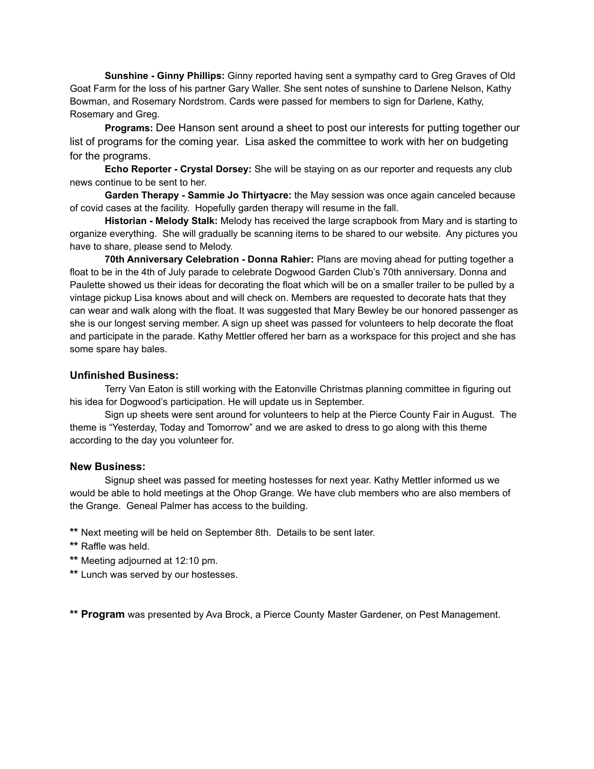**Sunshine - Ginny Phillips:** Ginny reported having sent a sympathy card to Greg Graves of Old Goat Farm for the loss of his partner Gary Waller. She sent notes of sunshine to Darlene Nelson, Kathy Bowman, and Rosemary Nordstrom. Cards were passed for members to sign for Darlene, Kathy, Rosemary and Greg.

**Programs:** Dee Hanson sent around a sheet to post our interests for putting together our list of programs for the coming year. Lisa asked the committee to work with her on budgeting for the programs.

**Echo Reporter - Crystal Dorsey:** She will be staying on as our reporter and requests any club news continue to be sent to her.

**Garden Therapy - Sammie Jo Thirtyacre:** the May session was once again canceled because of covid cases at the facility. Hopefully garden therapy will resume in the fall.

**Historian - Melody Stalk:** Melody has received the large scrapbook from Mary and is starting to organize everything. She will gradually be scanning items to be shared to our website. Any pictures you have to share, please send to Melody.

**70th Anniversary Celebration - Donna Rahier:** Plans are moving ahead for putting together a float to be in the 4th of July parade to celebrate Dogwood Garden Club's 70th anniversary. Donna and Paulette showed us their ideas for decorating the float which will be on a smaller trailer to be pulled by a vintage pickup Lisa knows about and will check on. Members are requested to decorate hats that they can wear and walk along with the float. It was suggested that Mary Bewley be our honored passenger as she is our longest serving member. A sign up sheet was passed for volunteers to help decorate the float and participate in the parade. Kathy Mettler offered her barn as a workspace for this project and she has some spare hay bales.

### Unfinished Business:

Terry Van Eaton is still working with the Eatonville Christmas planning committee in figuring out his idea for Dogwood's participation. He will update us in September.

Sign up sheets were sent around for volunteers to help at the Pierce County Fair in August. The theme is "Yesterday, Today and Tomorrow" and we are asked to dress to go along with this theme according to the day you volunteer for.

### New Business:

Signup sheet was passed for meeting hostesses for next year. Kathy Mettler informed us we would be able to hold meetings at the Ohop Grange. We have club members who are also members of the Grange. Geneal Palmer has access to the building.

**\*\*** Next meeting will be held on September 8th. Details to be sent later.

**\*\*** Raffle was held.

**\*\*** Meeting adjourned at 12:10 pm.

**\*\*** Lunch was served by our hostesses.

**\*\* Program** was presented by Ava Brock, a Pierce County Master Gardener, on Pest Management.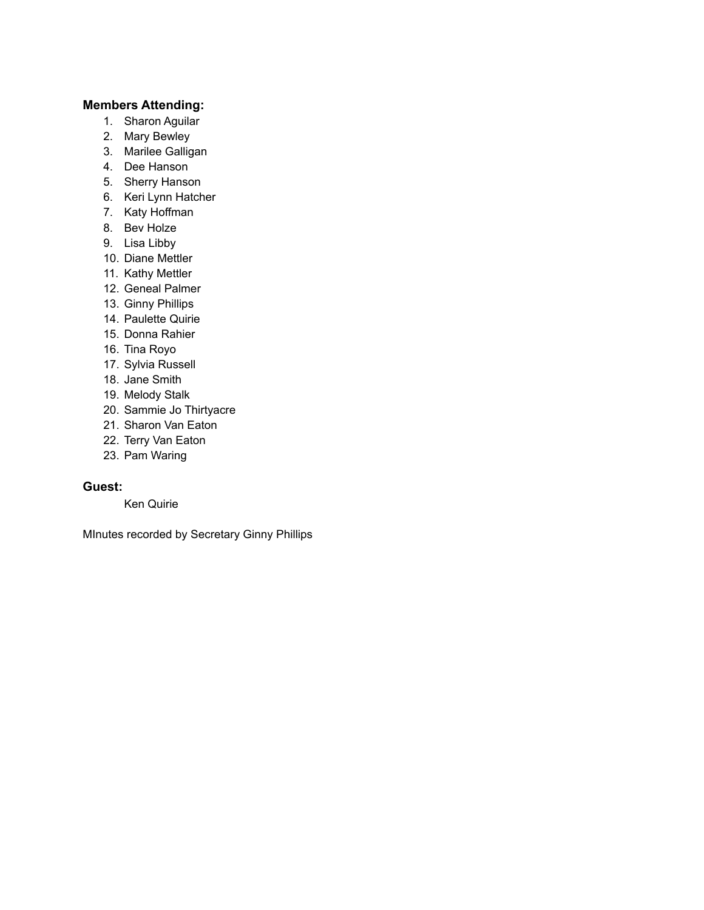### Members Attending:

1. Sharon Aguilar
2. Mary Bewley
3. Marilee Galligan
4. Dee Hanson
5. Sherry Hanson
6. Keri Lynn Hatcher
7. Katy Hoffman
8. Bev Holze
9. Lisa Libby
10. Diane Mettler
11. Kathy Mettler
12. Geneal Palmer
13. Ginny Phillips
14. Paulette Quirie
15. Donna Rahier
16. Tina Royo
17. Sylvia Russell
18. Jane Smith
19. Melody Stalk
20. Sammie Jo Thirtyacre
21. Sharon Van Eaton
22. Terry Van Eaton
23. Pam Waring

### Guest:

Ken Quirie

MInutes recorded by Secretary Ginny Phillips